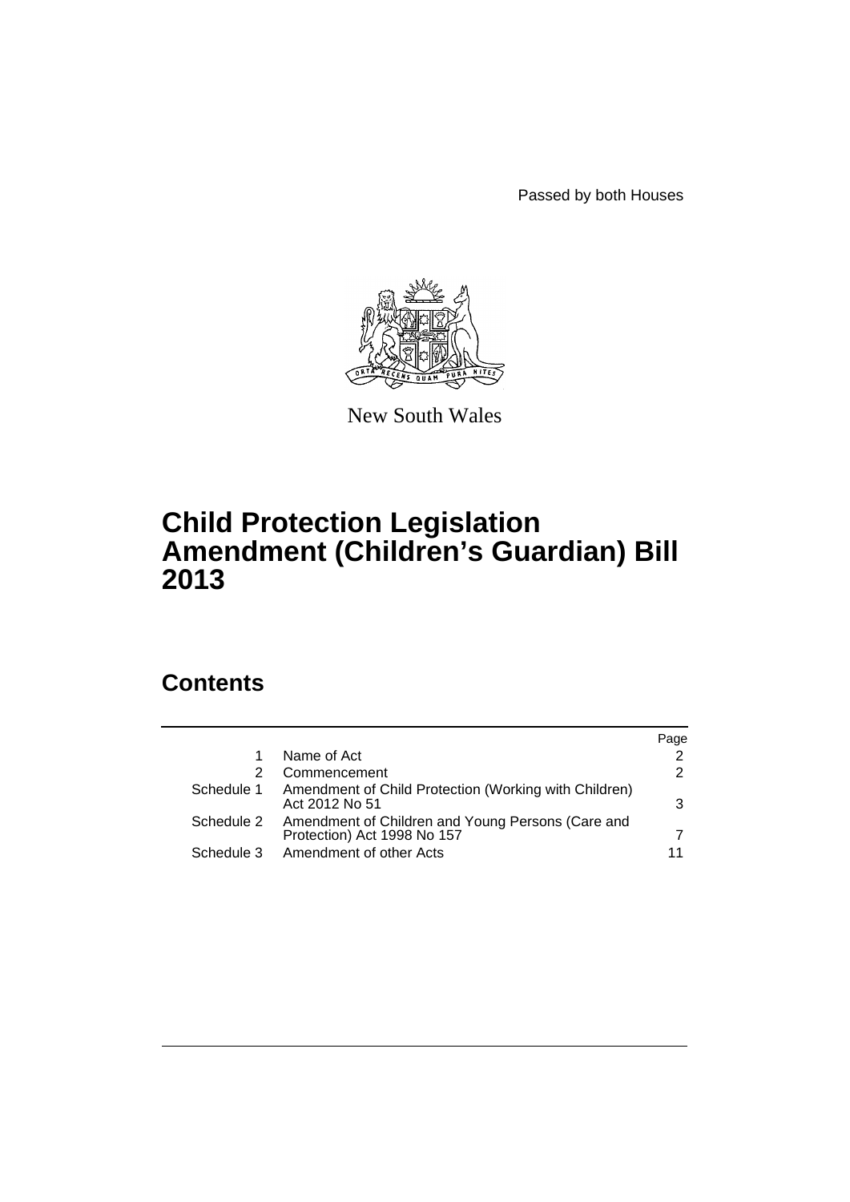Passed by both Houses

New South Wales

# Child Protection Legislation Amendment (Children's Guardian) Bill 2013

## Contents

| | | Page |
|---|---|---|
| 1 | Name of Act | 2 |
| 2 | Commencement | 2 |
| Schedule 1 | Amendment of Child Protection (Working with Children) Act 2012 No 51 | 3 |
| Schedule 2 | Amendment of Children and Young Persons (Care and Protection) Act 1998 No 157 | 7 |
| Schedule 3 | Amendment of other Acts | 11 |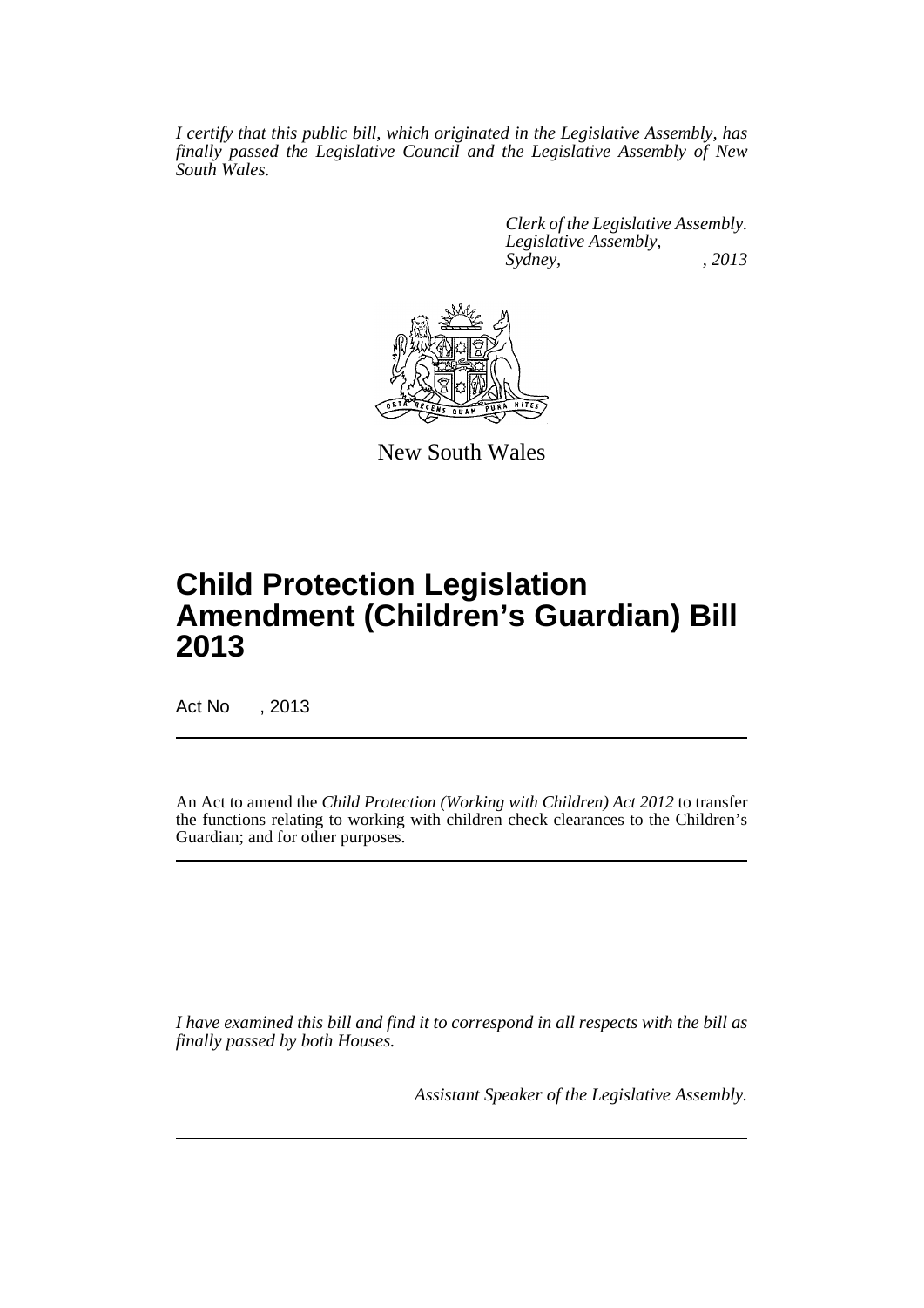*I certify that this public bill, which originated in the Legislative Assembly, has finally passed the Legislative Council and the Legislative Assembly of New South Wales.*

*Clerk of the Legislative Assembly.*
*Legislative Assembly,*
*Sydney, , 2013*

New South Wales

# Child Protection Legislation Amendment (Children's Guardian) Bill 2013

Act No , 2013

An Act to amend the *Child Protection (Working with Children) Act 2012* to transfer the functions relating to working with children check clearances to the Children's Guardian; and for other purposes.

*I have examined this bill and find it to correspond in all respects with the bill as finally passed by both Houses.*

*Assistant Speaker of the Legislative Assembly.*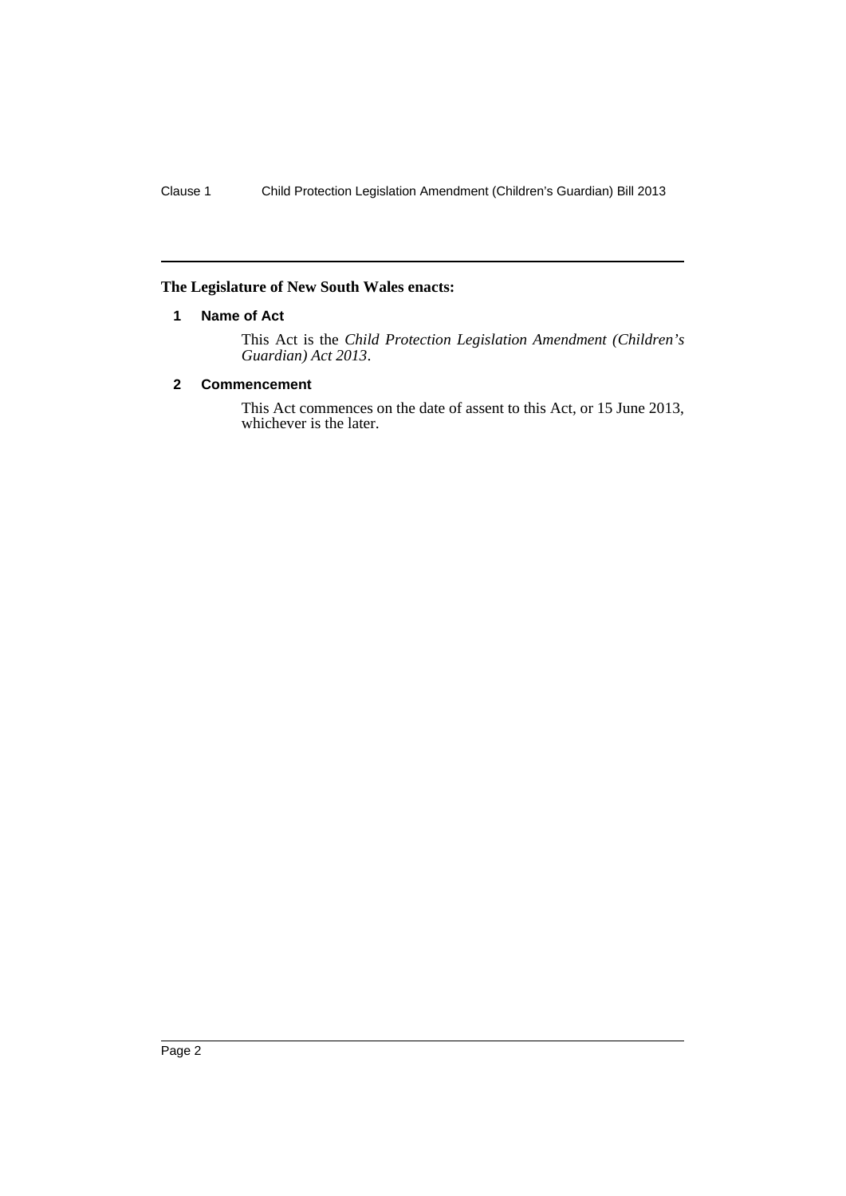**The Legislature of New South Wales enacts:**

## 1 Name of Act

This Act is the *Child Protection Legislation Amendment (Children's Guardian) Act 2013*.

## 2 Commencement

This Act commences on the date of assent to this Act, or 15 June 2013, whichever is the later.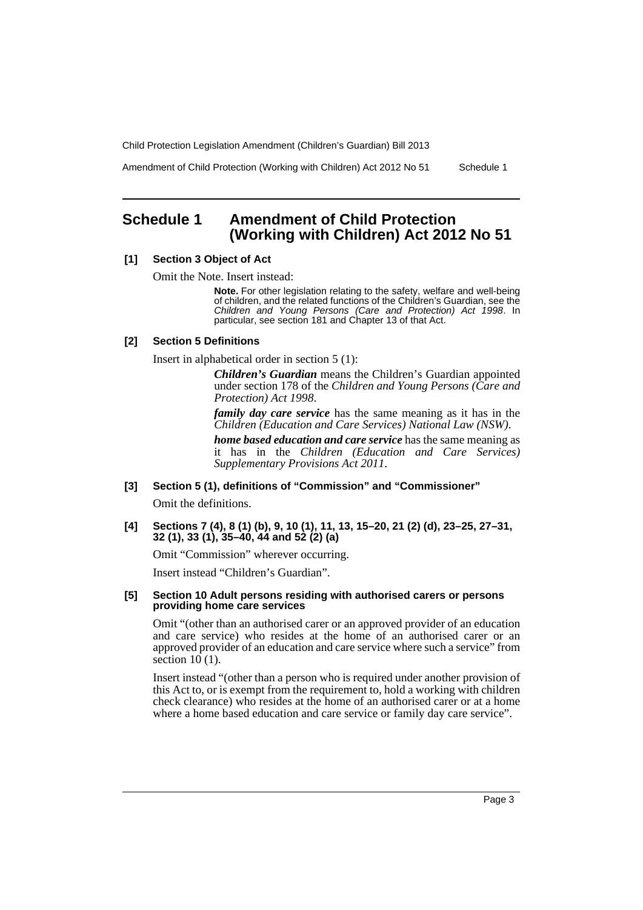## Schedule 1 Amendment of Child Protection (Working with Children) Act 2012 No 51

### [1] Section 3 Object of Act

Omit the Note. Insert instead:

> **Note.** For other legislation relating to the safety, welfare and well-being of children, and the related functions of the Children's Guardian, see the *Children and Young Persons (Care and Protection) Act 1998*. In particular, see section 181 and Chapter 13 of that Act.

### [2] Section 5 Definitions

Insert in alphabetical order in section 5 (1):

> ***Children's Guardian*** means the Children's Guardian appointed under section 178 of the *Children and Young Persons (Care and Protection) Act 1998*.
>
> ***family day care service*** has the same meaning as it has in the *Children (Education and Care Services) National Law (NSW)*.
>
> ***home based education and care service*** has the same meaning as it has in the *Children (Education and Care Services) Supplementary Provisions Act 2011*.

### [3] Section 5 (1), definitions of "Commission" and "Commissioner"

Omit the definitions.

### [4] Sections 7 (4), 8 (1) (b), 9, 10 (1), 11, 13, 15–20, 21 (2) (d), 23–25, 27–31, 32 (1), 33 (1), 35–40, 44 and 52 (2) (a)

Omit "Commission" wherever occurring.

Insert instead "Children's Guardian".

### [5] Section 10 Adult persons residing with authorised carers or persons providing home care services

Omit "(other than an authorised carer or an approved provider of an education and care service) who resides at the home of an authorised carer or an approved provider of an education and care service where such a service" from section 10 (1).

Insert instead "(other than a person who is required under another provision of this Act to, or is exempt from the requirement to, hold a working with children check clearance) who resides at the home of an authorised carer or at a home where a home based education and care service or family day care service".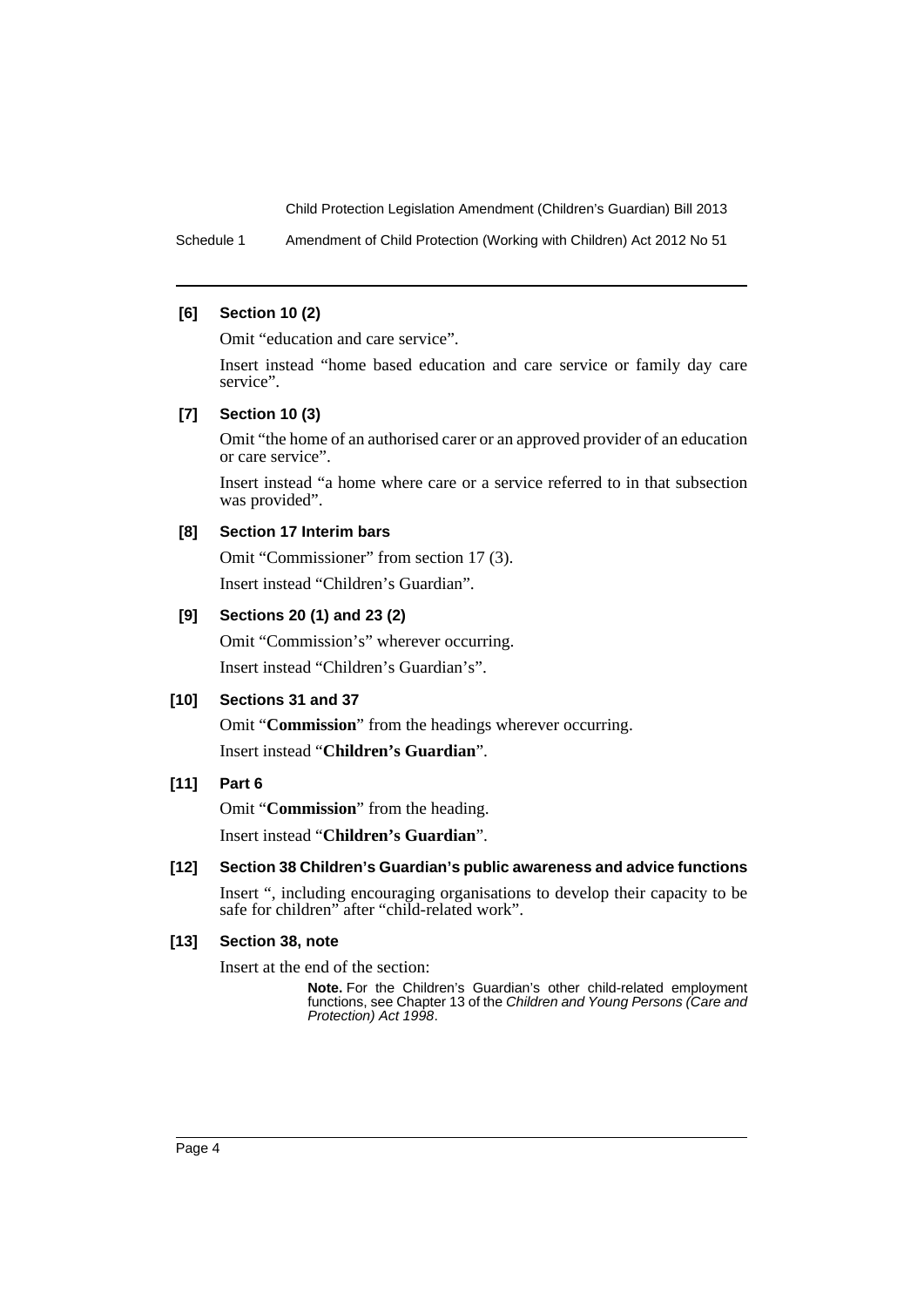**[6] Section 10 (2)**

Omit "education and care service".

Insert instead "home based education and care service or family day care service".

**[7] Section 10 (3)**

Omit "the home of an authorised carer or an approved provider of an education or care service".

Insert instead "a home where care or a service referred to in that subsection was provided".

**[8] Section 17 Interim bars**

Omit "Commissioner" from section 17 (3).

Insert instead "Children's Guardian".

**[9] Sections 20 (1) and 23 (2)**

Omit "Commission's" wherever occurring.

Insert instead "Children's Guardian's".

**[10] Sections 31 and 37**

Omit "**Commission**" from the headings wherever occurring.

Insert instead "**Children's Guardian**".

**[11] Part 6**

Omit "**Commission**" from the heading.

Insert instead "**Children's Guardian**".

**[12] Section 38 Children's Guardian's public awareness and advice functions**

Insert ", including encouraging organisations to develop their capacity to be safe for children" after "child-related work".

**[13] Section 38, note**

Insert at the end of the section:

> **Note.** For the Children's Guardian's other child-related employment functions, see Chapter 13 of the *Children and Young Persons (Care and Protection) Act 1998*.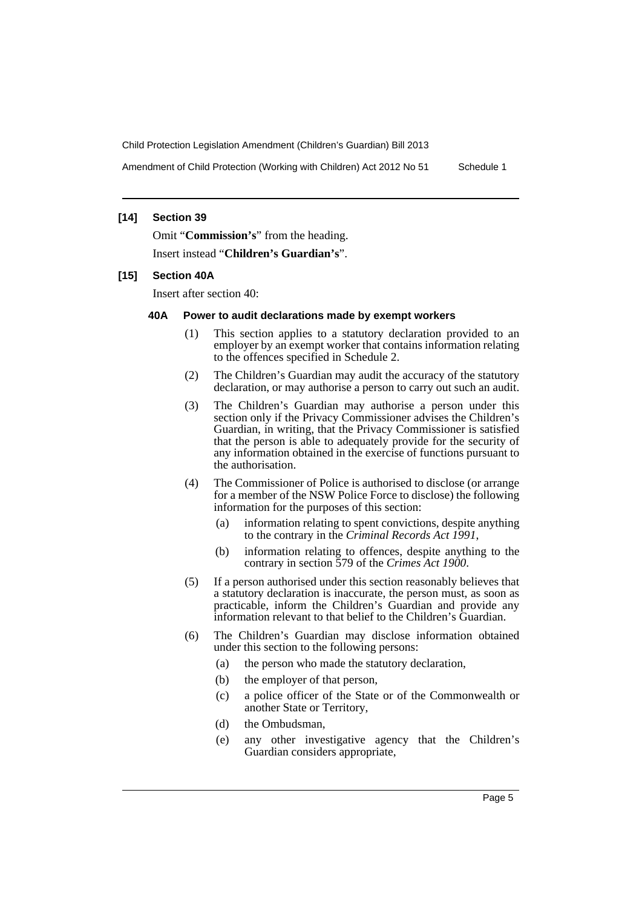**[14] Section 39**

Omit "**Commission's**" from the heading.

Insert instead "**Children's Guardian's**".

**[15] Section 40A**

Insert after section 40:

**40A Power to audit declarations made by exempt workers**

(1) This section applies to a statutory declaration provided to an employer by an exempt worker that contains information relating to the offences specified in Schedule 2.

(2) The Children's Guardian may audit the accuracy of the statutory declaration, or may authorise a person to carry out such an audit.

(3) The Children's Guardian may authorise a person under this section only if the Privacy Commissioner advises the Children's Guardian, in writing, that the Privacy Commissioner is satisfied that the person is able to adequately provide for the security of any information obtained in the exercise of functions pursuant to the authorisation.

(4) The Commissioner of Police is authorised to disclose (or arrange for a member of the NSW Police Force to disclose) the following information for the purposes of this section:

- (a) information relating to spent convictions, despite anything to the contrary in the *Criminal Records Act 1991*,
- (b) information relating to offences, despite anything to the contrary in section 579 of the *Crimes Act 1900*.

(5) If a person authorised under this section reasonably believes that a statutory declaration is inaccurate, the person must, as soon as practicable, inform the Children's Guardian and provide any information relevant to that belief to the Children's Guardian.

(6) The Children's Guardian may disclose information obtained under this section to the following persons:

- (a) the person who made the statutory declaration,
- (b) the employer of that person,
- (c) a police officer of the State or of the Commonwealth or another State or Territory,
- (d) the Ombudsman,
- (e) any other investigative agency that the Children's Guardian considers appropriate,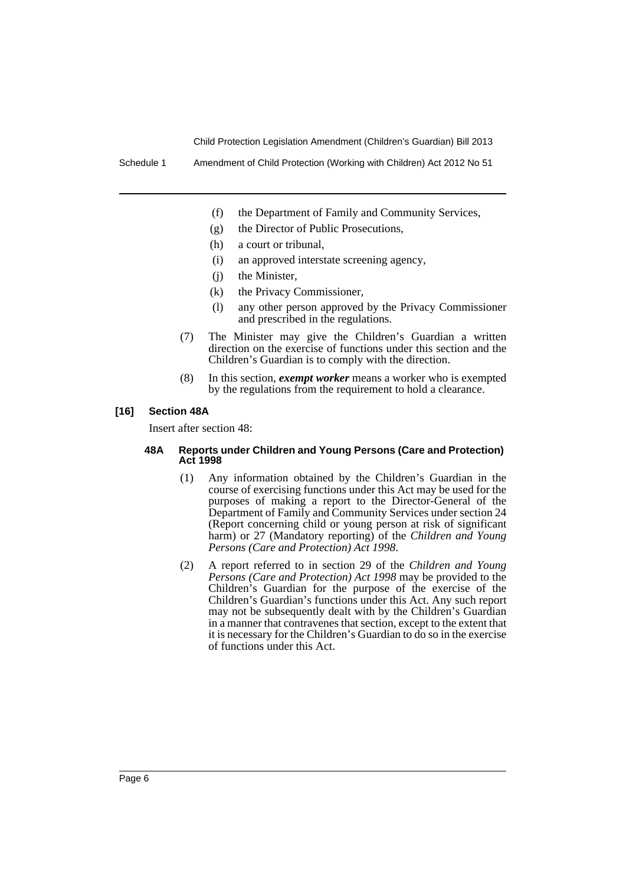(f) the Department of Family and Community Services,

(g) the Director of Public Prosecutions,

(h) a court or tribunal,

(i) an approved interstate screening agency,

(j) the Minister,

(k) the Privacy Commissioner,

(l) any other person approved by the Privacy Commissioner and prescribed in the regulations.

(7) The Minister may give the Children's Guardian a written direction on the exercise of functions under this section and the Children's Guardian is to comply with the direction.

(8) In this section, ***exempt worker*** means a worker who is exempted by the regulations from the requirement to hold a clearance.

**[16] Section 48A**

Insert after section 48:

**48A Reports under Children and Young Persons (Care and Protection) Act 1998**

(1) Any information obtained by the Children's Guardian in the course of exercising functions under this Act may be used for the purposes of making a report to the Director-General of the Department of Family and Community Services under section 24 (Report concerning child or young person at risk of significant harm) or 27 (Mandatory reporting) of the *Children and Young Persons (Care and Protection) Act 1998*.

(2) A report referred to in section 29 of the *Children and Young Persons (Care and Protection) Act 1998* may be provided to the Children's Guardian for the purpose of the exercise of the Children's Guardian's functions under this Act. Any such report may not be subsequently dealt with by the Children's Guardian in a manner that contravenes that section, except to the extent that it is necessary for the Children's Guardian to do so in the exercise of functions under this Act.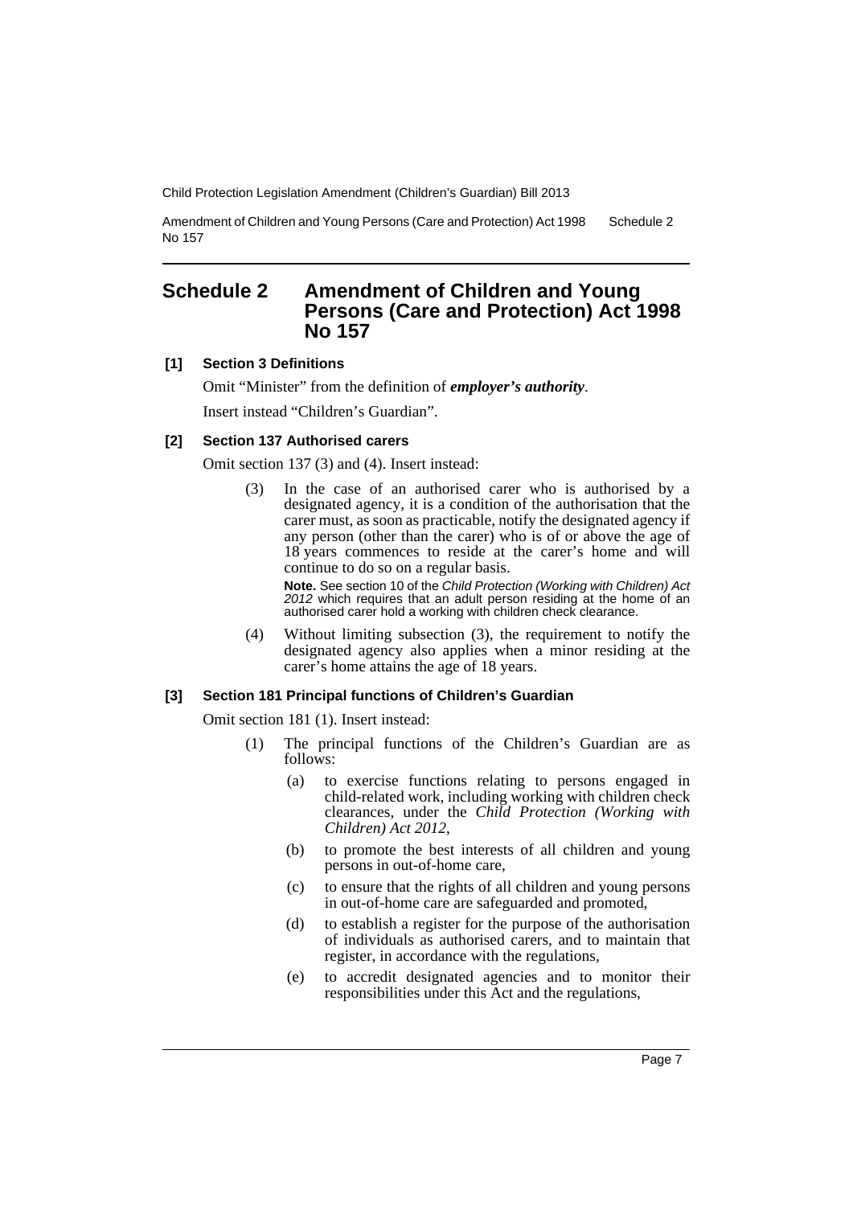# Schedule 2 Amendment of Children and Young Persons (Care and Protection) Act 1998 No 157

**[1] Section 3 Definitions**

Omit "Minister" from the definition of ***employer's authority***.

Insert instead "Children's Guardian".

**[2] Section 137 Authorised carers**

Omit section 137 (3) and (4). Insert instead:

> (3) In the case of an authorised carer who is authorised by a designated agency, it is a condition of the authorisation that the carer must, as soon as practicable, notify the designated agency if any person (other than the carer) who is of or above the age of 18 years commences to reside at the carer's home and will continue to do so on a regular basis.
>
> **Note.** See section 10 of the *Child Protection (Working with Children) Act 2012* which requires that an adult person residing at the home of an authorised carer hold a working with children check clearance.
>
> (4) Without limiting subsection (3), the requirement to notify the designated agency also applies when a minor residing at the carer's home attains the age of 18 years.

**[3] Section 181 Principal functions of Children's Guardian**

Omit section 181 (1). Insert instead:

> (1) The principal functions of the Children's Guardian are as follows:
>
> (a) to exercise functions relating to persons engaged in child-related work, including working with children check clearances, under the *Child Protection (Working with Children) Act 2012*,
>
> (b) to promote the best interests of all children and young persons in out-of-home care,
>
> (c) to ensure that the rights of all children and young persons in out-of-home care are safeguarded and promoted,
>
> (d) to establish a register for the purpose of the authorisation of individuals as authorised carers, and to maintain that register, in accordance with the regulations,
>
> (e) to accredit designated agencies and to monitor their responsibilities under this Act and the regulations,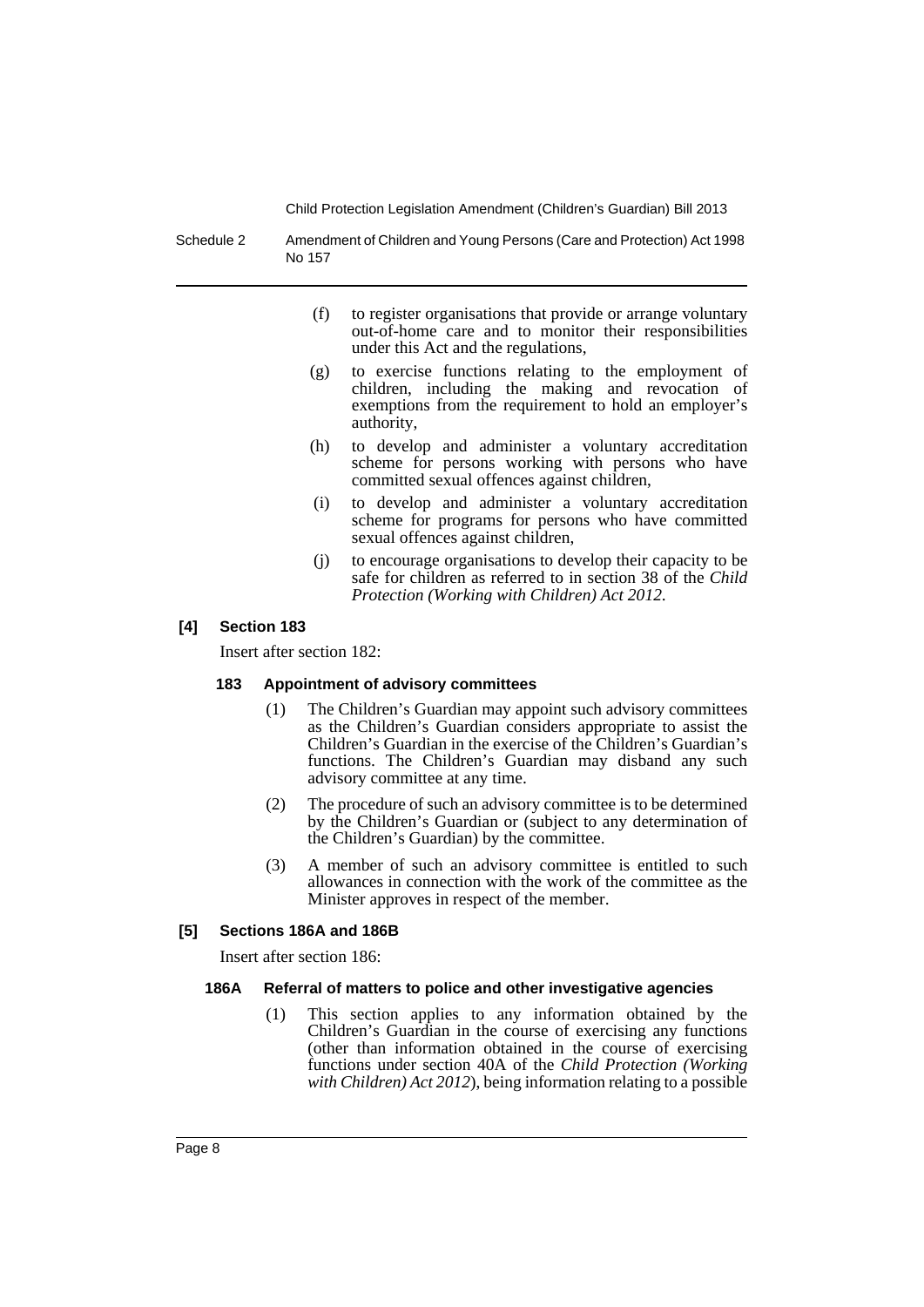(f) to register organisations that provide or arrange voluntary out-of-home care and to monitor their responsibilities under this Act and the regulations,

(g) to exercise functions relating to the employment of children, including the making and revocation of exemptions from the requirement to hold an employer's authority,

(h) to develop and administer a voluntary accreditation scheme for persons working with persons who have committed sexual offences against children,

(i) to develop and administer a voluntary accreditation scheme for programs for persons who have committed sexual offences against children,

(j) to encourage organisations to develop their capacity to be safe for children as referred to in section 38 of the *Child Protection (Working with Children) Act 2012*.

**[4] Section 183**

Insert after section 182:

**183 Appointment of advisory committees**

(1) The Children's Guardian may appoint such advisory committees as the Children's Guardian considers appropriate to assist the Children's Guardian in the exercise of the Children's Guardian's functions. The Children's Guardian may disband any such advisory committee at any time.

(2) The procedure of such an advisory committee is to be determined by the Children's Guardian or (subject to any determination of the Children's Guardian) by the committee.

(3) A member of such an advisory committee is entitled to such allowances in connection with the work of the committee as the Minister approves in respect of the member.

**[5] Sections 186A and 186B**

Insert after section 186:

**186A Referral of matters to police and other investigative agencies**

(1) This section applies to any information obtained by the Children's Guardian in the course of exercising any functions (other than information obtained in the course of exercising functions under section 40A of the *Child Protection (Working with Children) Act 2012*), being information relating to a possible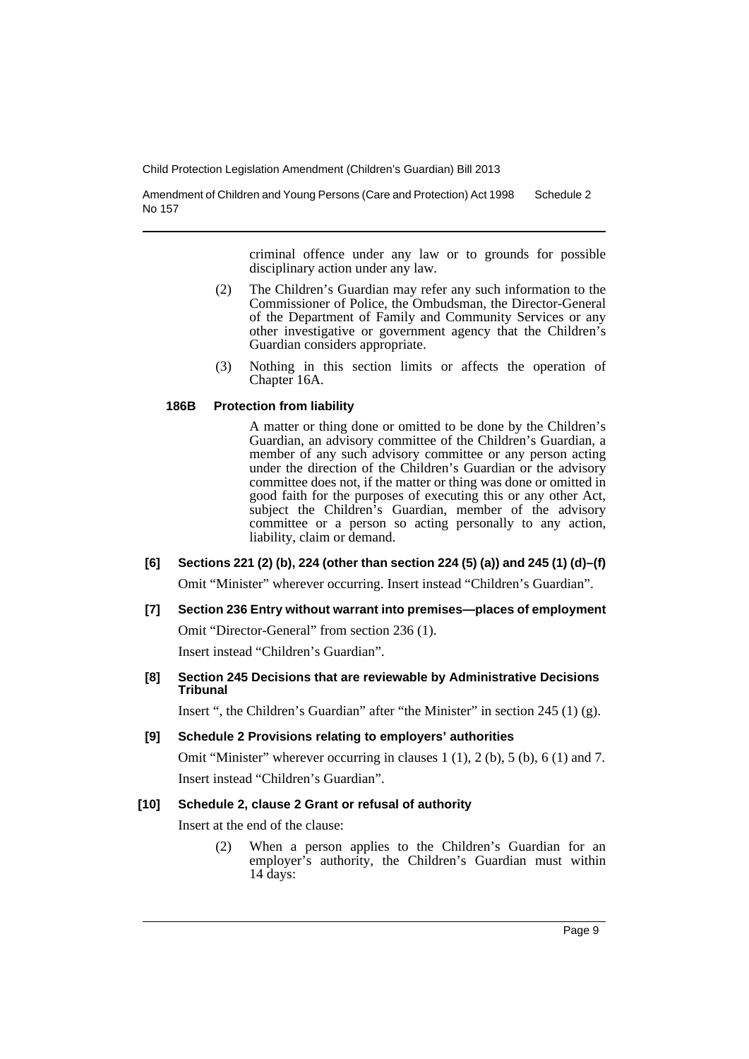criminal offence under any law or to grounds for possible disciplinary action under any law.

(2) The Children's Guardian may refer any such information to the Commissioner of Police, the Ombudsman, the Director-General of the Department of Family and Community Services or any other investigative or government agency that the Children's Guardian considers appropriate.

(3) Nothing in this section limits or affects the operation of Chapter 16A.

**186B Protection from liability**

A matter or thing done or omitted to be done by the Children's Guardian, an advisory committee of the Children's Guardian, a member of any such advisory committee or any person acting under the direction of the Children's Guardian or the advisory committee does not, if the matter or thing was done or omitted in good faith for the purposes of executing this or any other Act, subject the Children's Guardian, member of the advisory committee or a person so acting personally to any action, liability, claim or demand.

**[6] Sections 221 (2) (b), 224 (other than section 224 (5) (a)) and 245 (1) (d)–(f)**

Omit "Minister" wherever occurring. Insert instead "Children's Guardian".

**[7] Section 236 Entry without warrant into premises—places of employment**

Omit "Director-General" from section 236 (1).

Insert instead "Children's Guardian".

**[8] Section 245 Decisions that are reviewable by Administrative Decisions Tribunal**

Insert ", the Children's Guardian" after "the Minister" in section 245 (1) (g).

**[9] Schedule 2 Provisions relating to employers' authorities**

Omit "Minister" wherever occurring in clauses 1 (1), 2 (b), 5 (b), 6 (1) and 7. Insert instead "Children's Guardian".

**[10] Schedule 2, clause 2 Grant or refusal of authority**

Insert at the end of the clause:

(2) When a person applies to the Children's Guardian for an employer's authority, the Children's Guardian must within 14 days: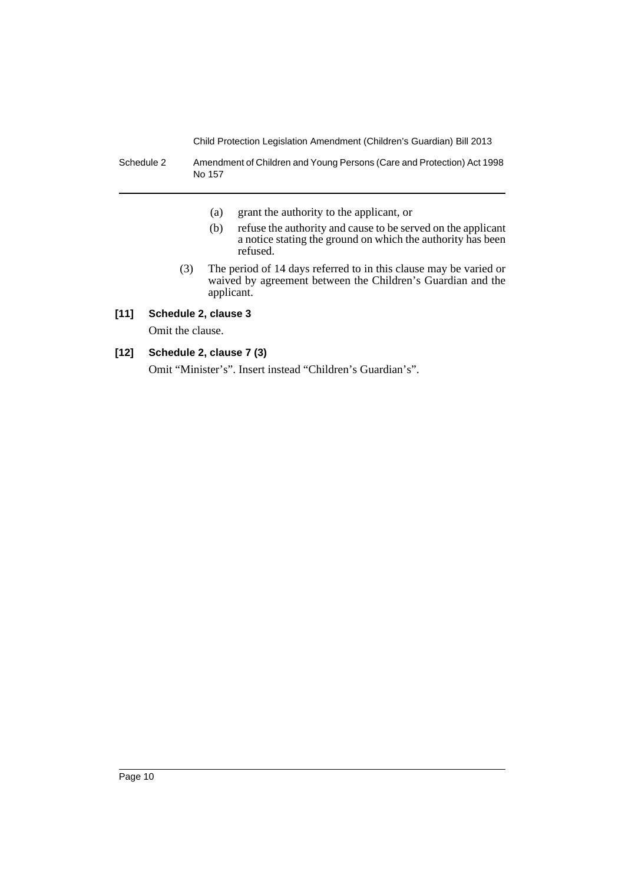(a) grant the authority to the applicant, or

(b) refuse the authority and cause to be served on the applicant a notice stating the ground on which the authority has been refused.

(3) The period of 14 days referred to in this clause may be varied or waived by agreement between the Children's Guardian and the applicant.

**[11] Schedule 2, clause 3**

Omit the clause.

**[12] Schedule 2, clause 7 (3)**

Omit "Minister's". Insert instead "Children's Guardian's".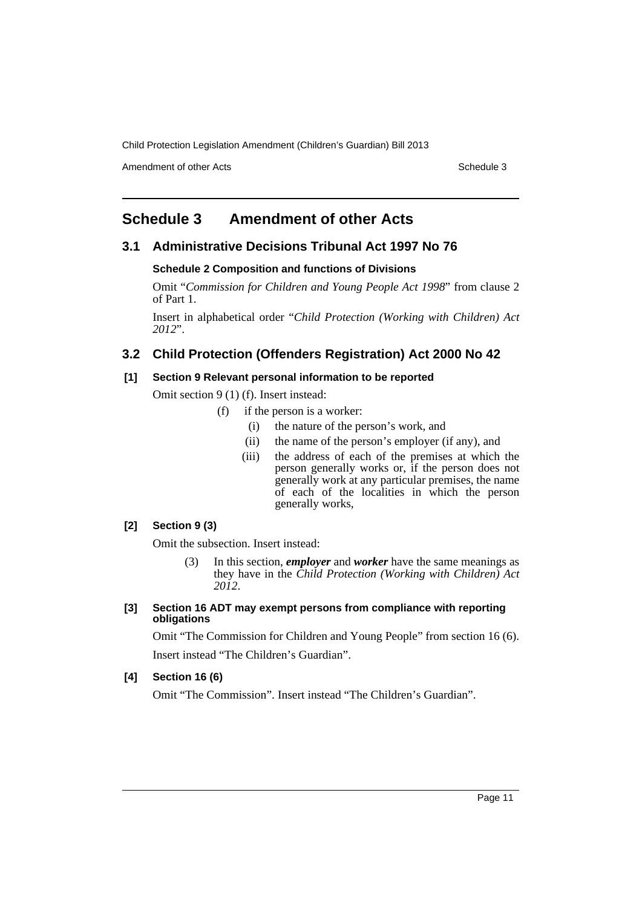# Schedule 3 Amendment of other Acts

## 3.1 Administrative Decisions Tribunal Act 1997 No 76

**Schedule 2 Composition and functions of Divisions**

Omit "*Commission for Children and Young People Act 1998*" from clause 2 of Part 1.

Insert in alphabetical order "*Child Protection (Working with Children) Act 2012*".

## 3.2 Child Protection (Offenders Registration) Act 2000 No 42

**[1] Section 9 Relevant personal information to be reported**

Omit section 9 (1) (f). Insert instead:

> (f) if the person is a worker:
>
> (i) the nature of the person's work, and
>
> (ii) the name of the person's employer (if any), and
>
> (iii) the address of each of the premises at which the person generally works or, if the person does not generally work at any particular premises, the name of each of the localities in which the person generally works,

**[2] Section 9 (3)**

Omit the subsection. Insert instead:

> (3) In this section, ***employer*** and ***worker*** have the same meanings as they have in the *Child Protection (Working with Children) Act 2012*.

**[3] Section 16 ADT may exempt persons from compliance with reporting obligations**

Omit "The Commission for Children and Young People" from section 16 (6).

Insert instead "The Children's Guardian".

**[4] Section 16 (6)**

Omit "The Commission". Insert instead "The Children's Guardian".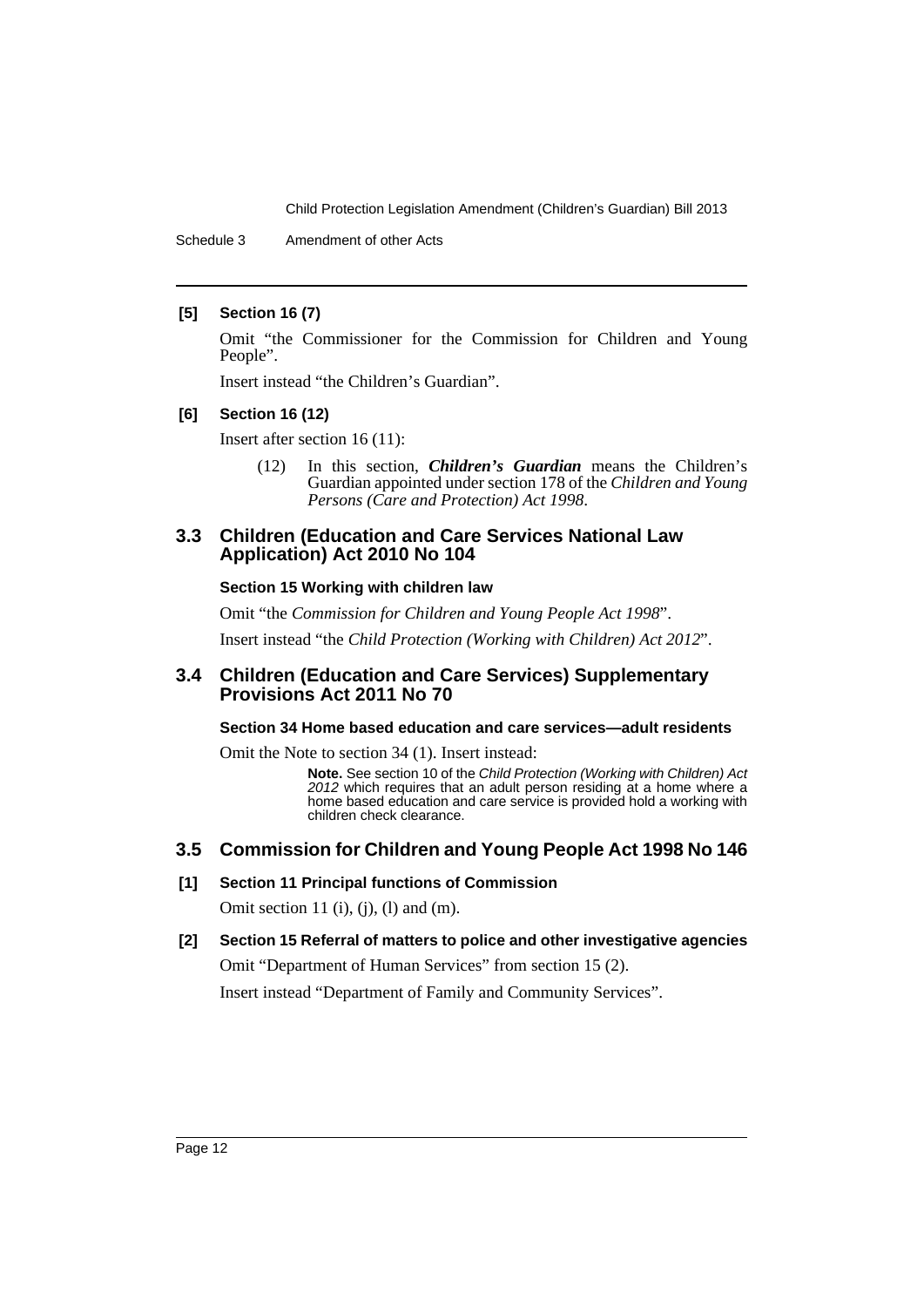**[5] Section 16 (7)**

Omit "the Commissioner for the Commission for Children and Young People".

Insert instead "the Children's Guardian".

**[6] Section 16 (12)**

Insert after section 16 (11):

> (12) In this section, ***Children's Guardian*** means the Children's Guardian appointed under section 178 of the *Children and Young Persons (Care and Protection) Act 1998*.

## 3.3 Children (Education and Care Services National Law Application) Act 2010 No 104

**Section 15 Working with children law**

Omit "the *Commission for Children and Young People Act 1998*".

Insert instead "the *Child Protection (Working with Children) Act 2012*".

## 3.4 Children (Education and Care Services) Supplementary Provisions Act 2011 No 70

**Section 34 Home based education and care services—adult residents**

Omit the Note to section 34 (1). Insert instead:

> **Note.** See section 10 of the *Child Protection (Working with Children) Act 2012* which requires that an adult person residing at a home where a home based education and care service is provided hold a working with children check clearance.

## 3.5 Commission for Children and Young People Act 1998 No 146

**[1] Section 11 Principal functions of Commission**

Omit section 11 (i), (j), (l) and (m).

**[2] Section 15 Referral of matters to police and other investigative agencies**

Omit "Department of Human Services" from section 15 (2).

Insert instead "Department of Family and Community Services".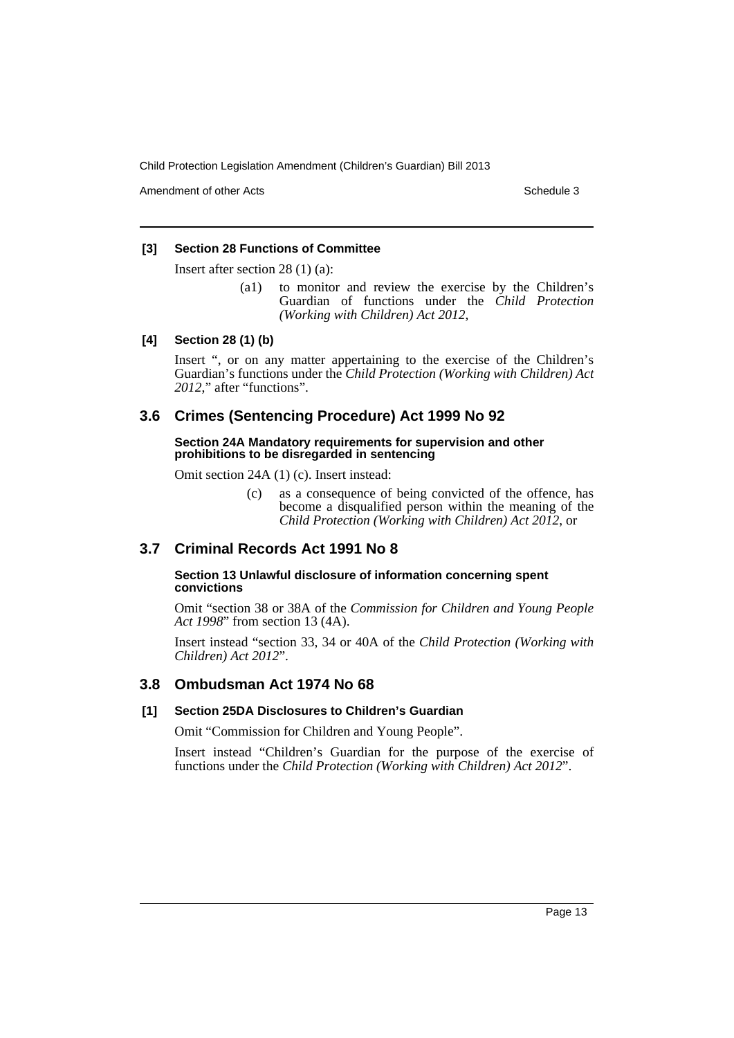**[3] Section 28 Functions of Committee**

Insert after section 28 (1) (a):

> (a1) to monitor and review the exercise by the Children's Guardian of functions under the *Child Protection (Working with Children) Act 2012*,

**[4] Section 28 (1) (b)**

Insert ", or on any matter appertaining to the exercise of the Children's Guardian's functions under the *Child Protection (Working with Children) Act 2012*," after "functions".

## 3.6 Crimes (Sentencing Procedure) Act 1999 No 92

**Section 24A Mandatory requirements for supervision and other prohibitions to be disregarded in sentencing**

Omit section 24A (1) (c). Insert instead:

> (c) as a consequence of being convicted of the offence, has become a disqualified person within the meaning of the *Child Protection (Working with Children) Act 2012*, or

## 3.7 Criminal Records Act 1991 No 8

**Section 13 Unlawful disclosure of information concerning spent convictions**

Omit "section 38 or 38A of the *Commission for Children and Young People Act 1998*" from section 13 (4A).

Insert instead "section 33, 34 or 40A of the *Child Protection (Working with Children) Act 2012*".

## 3.8 Ombudsman Act 1974 No 68

**[1] Section 25DA Disclosures to Children's Guardian**

Omit "Commission for Children and Young People".

Insert instead "Children's Guardian for the purpose of the exercise of functions under the *Child Protection (Working with Children) Act 2012*".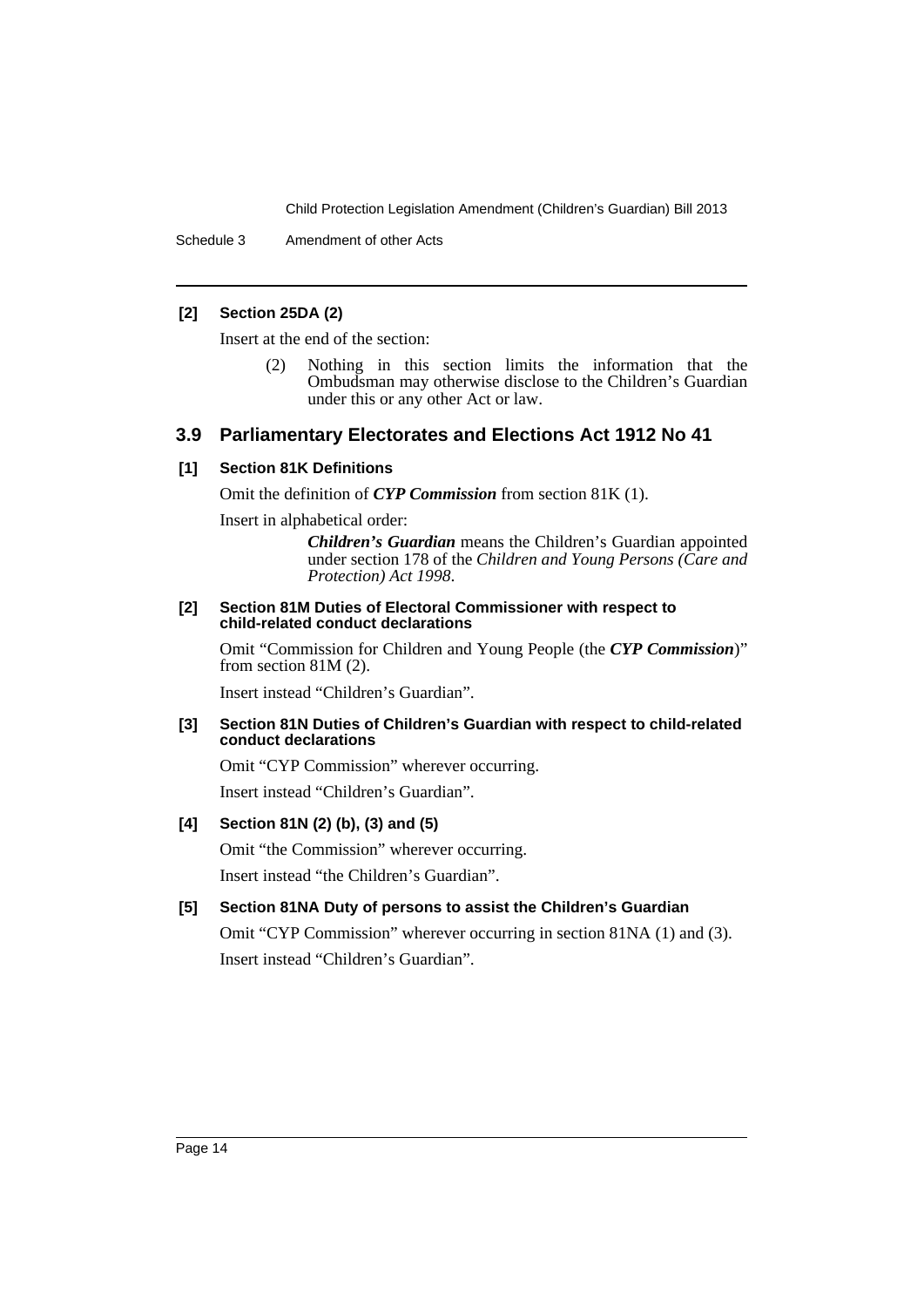**[2] Section 25DA (2)**

Insert at the end of the section:

> (2) Nothing in this section limits the information that the Ombudsman may otherwise disclose to the Children's Guardian under this or any other Act or law.

## 3.9 Parliamentary Electorates and Elections Act 1912 No 41

**[1] Section 81K Definitions**

Omit the definition of ***CYP Commission*** from section 81K (1).

Insert in alphabetical order:

> ***Children's Guardian*** means the Children's Guardian appointed under section 178 of the *Children and Young Persons (Care and Protection) Act 1998*.

**[2] Section 81M Duties of Electoral Commissioner with respect to child-related conduct declarations**

Omit "Commission for Children and Young People (the ***CYP Commission***)" from section 81M (2).

Insert instead "Children's Guardian".

**[3] Section 81N Duties of Children's Guardian with respect to child-related conduct declarations**

Omit "CYP Commission" wherever occurring.

Insert instead "Children's Guardian".

**[4] Section 81N (2) (b), (3) and (5)**

Omit "the Commission" wherever occurring.

Insert instead "the Children's Guardian".

**[5] Section 81NA Duty of persons to assist the Children's Guardian**

Omit "CYP Commission" wherever occurring in section 81NA (1) and (3).

Insert instead "Children's Guardian".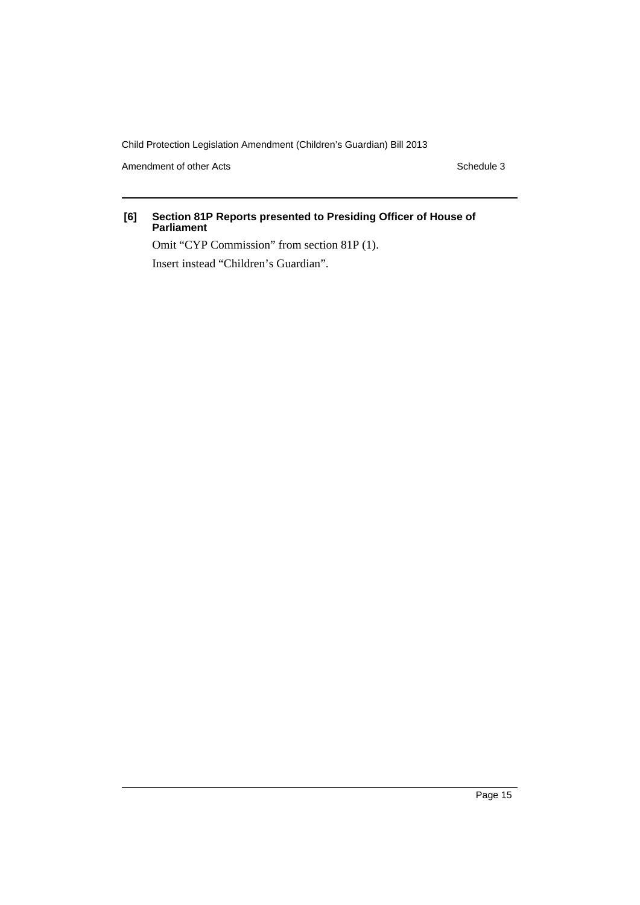**[6] Section 81P Reports presented to Presiding Officer of House of Parliament**

Omit "CYP Commission" from section 81P (1).

Insert instead "Children's Guardian".